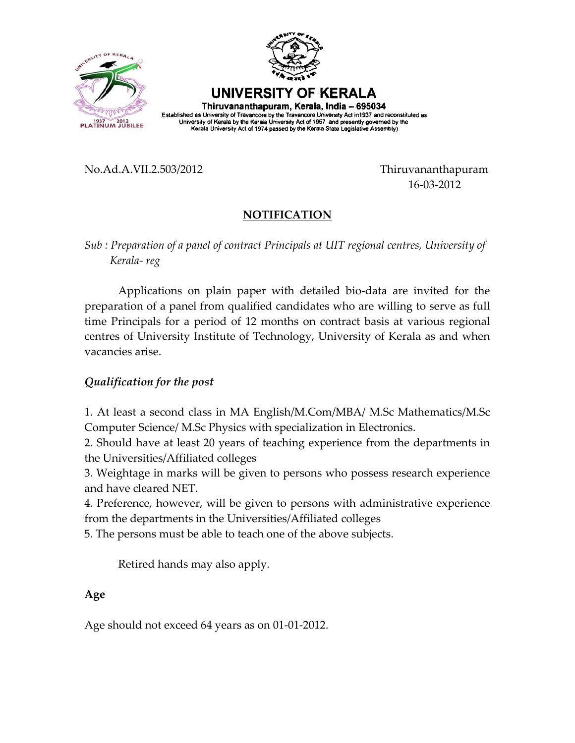# UNIVERSITY OF KERALA

**Thiruvananthapuram, Kerala, India – 695034**

Established as University of Travancore by the Travancore University Act in1937 and reconstituted as University of Kerala by the Kerala University Act of 1957 and presently governed by the Kerala University Act of 1974 passed by the Kerala State Legislative Assembly)

No.Ad.A.VII.2.503/2012

Thiruvananthapuram
16-03-2012

## NOTIFICATION

*Sub : Preparation of a panel of contract Principals at UIT regional centres, University of Kerala- reg*

Applications on plain paper with detailed bio-data are invited for the preparation of a panel from qualified candidates who are willing to serve as full time Principals for a period of 12 months on contract basis at various regional centres of University Institute of Technology, University of Kerala as and when vacancies arise.

### *Qualification for the post*

1. At least a second class in MA English/M.Com/MBA/ M.Sc Mathematics/M.Sc Computer Science/ M.Sc Physics with specialization in Electronics.
2. Should have at least 20 years of teaching experience from the departments in the Universities/Affiliated colleges
3. Weightage in marks will be given to persons who possess research experience and have cleared NET.
4. Preference, however, will be given to persons with administrative experience from the departments in the Universities/Affiliated colleges
5. The persons must be able to teach one of the above subjects.

Retired hands may also apply.

**Age**

Age should not exceed 64 years as on 01-01-2012.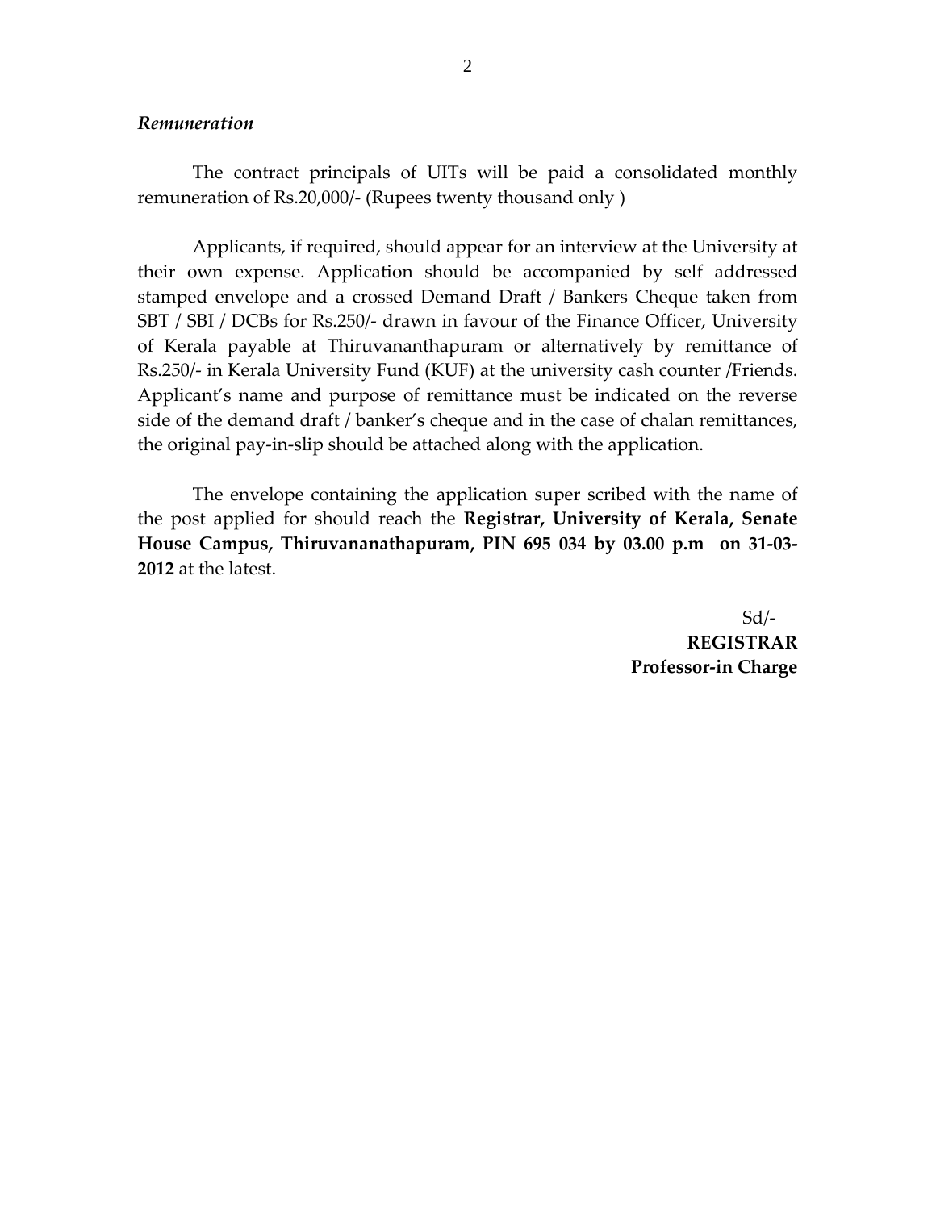*Remuneration*

The contract principals of UITs will be paid a consolidated monthly remuneration of Rs.20,000/- (Rupees twenty thousand only )

Applicants, if required, should appear for an interview at the University at their own expense. Application should be accompanied by self addressed stamped envelope and a crossed Demand Draft / Bankers Cheque taken from SBT / SBI / DCBs for Rs.250/- drawn in favour of the Finance Officer, University of Kerala payable at Thiruvananthapuram or alternatively by remittance of Rs.250/- in Kerala University Fund (KUF) at the university cash counter /Friends. Applicant's name and purpose of remittance must be indicated on the reverse side of the demand draft / banker's cheque and in the case of chalan remittances, the original pay-in-slip should be attached along with the application.

The envelope containing the application super scribed with the name of the post applied for should reach the **Registrar, University of Kerala, Senate House Campus, Thiruvananathapuram, PIN 695 034 by 03.00 p.m on 31-03-2012** at the latest.

Sd/-

**REGISTRAR**

**Professor-in Charge**